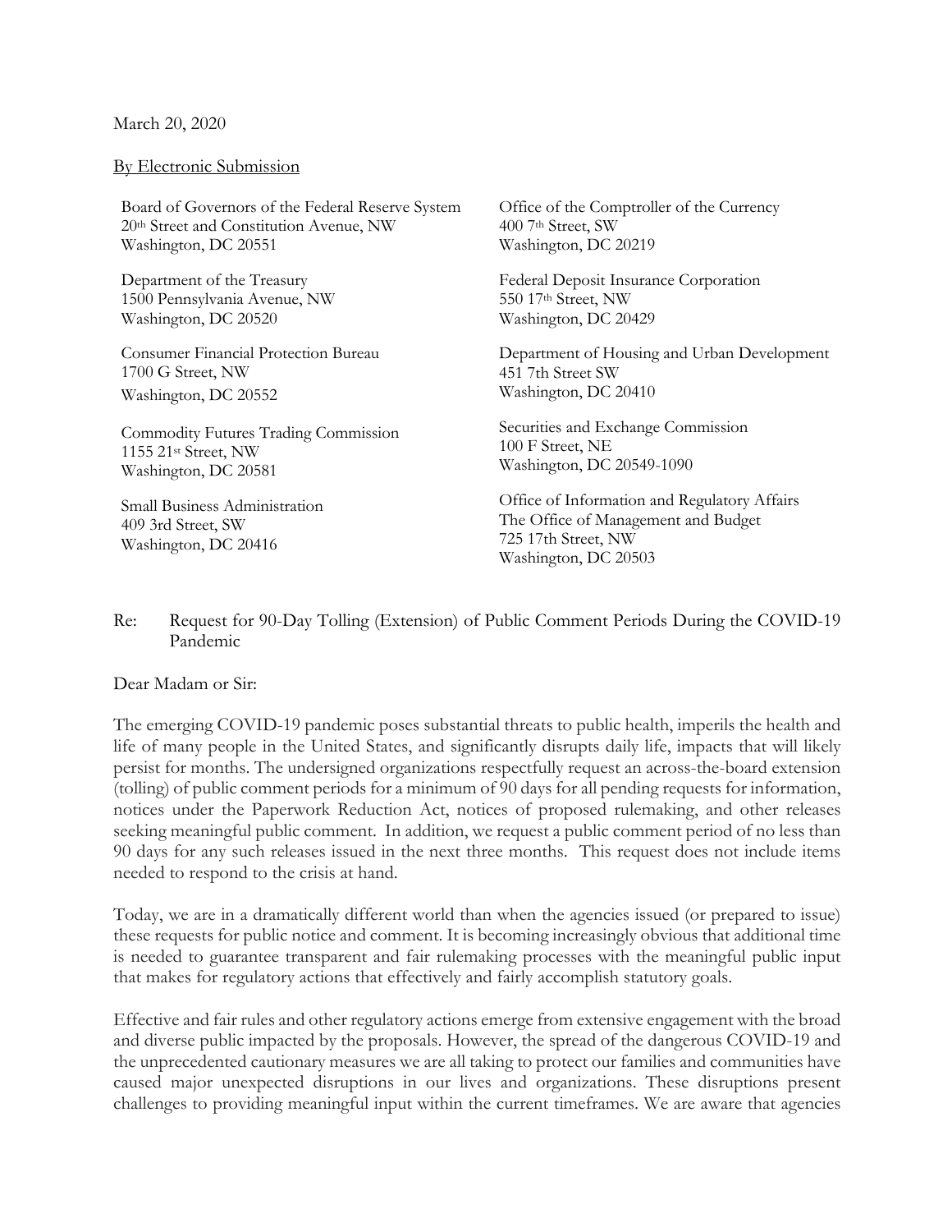March 20, 2020

By Electronic Submission

Board of Governors of the Federal Reserve System
20th Street and Constitution Avenue, NW
Washington, DC 20551

Department of the Treasury
1500 Pennsylvania Avenue, NW
Washington, DC 20520

Consumer Financial Protection Bureau
1700 G Street, NW
Washington, DC 20552

Commodity Futures Trading Commission
1155 21st Street, NW
Washington, DC 20581

Small Business Administration
409 3rd Street, SW
Washington, DC 20416

Office of the Comptroller of the Currency
400 7th Street, SW
Washington, DC 20219

Federal Deposit Insurance Corporation
550 17th Street, NW
Washington, DC 20429

Department of Housing and Urban Development
451 7th Street SW
Washington, DC 20410

Securities and Exchange Commission
100 F Street, NE
Washington, DC 20549-1090

Office of Information and Regulatory Affairs
The Office of Management and Budget
725 17th Street, NW
Washington, DC 20503

Re: Request for 90-Day Tolling (Extension) of Public Comment Periods During the COVID-19 Pandemic

Dear Madam or Sir:

The emerging COVID-19 pandemic poses substantial threats to public health, imperils the health and life of many people in the United States, and significantly disrupts daily life, impacts that will likely persist for months. The undersigned organizations respectfully request an across-the-board extension (tolling) of public comment periods for a minimum of 90 days for all pending requests for information, notices under the Paperwork Reduction Act, notices of proposed rulemaking, and other releases seeking meaningful public comment. In addition, we request a public comment period of no less than 90 days for any such releases issued in the next three months. This request does not include items needed to respond to the crisis at hand.

Today, we are in a dramatically different world than when the agencies issued (or prepared to issue) these requests for public notice and comment. It is becoming increasingly obvious that additional time is needed to guarantee transparent and fair rulemaking processes with the meaningful public input that makes for regulatory actions that effectively and fairly accomplish statutory goals.

Effective and fair rules and other regulatory actions emerge from extensive engagement with the broad and diverse public impacted by the proposals. However, the spread of the dangerous COVID-19 and the unprecedented cautionary measures we are all taking to protect our families and communities have caused major unexpected disruptions in our lives and organizations. These disruptions present challenges to providing meaningful input within the current timeframes. We are aware that agencies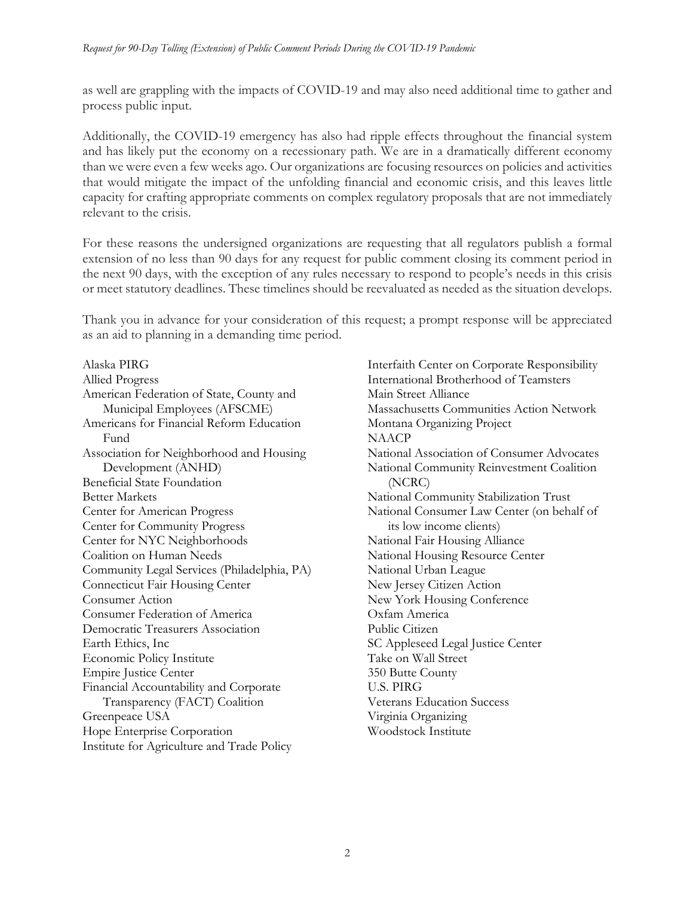as well are grappling with the impacts of COVID-19 and may also need additional time to gather and process public input.

Additionally, the COVID-19 emergency has also had ripple effects throughout the financial system and has likely put the economy on a recessionary path. We are in a dramatically different economy than we were even a few weeks ago. Our organizations are focusing resources on policies and activities that would mitigate the impact of the unfolding financial and economic crisis, and this leaves little capacity for crafting appropriate comments on complex regulatory proposals that are not immediately relevant to the crisis.

For these reasons the undersigned organizations are requesting that all regulators publish a formal extension of no less than 90 days for any request for public comment closing its comment period in the next 90 days, with the exception of any rules necessary to respond to people's needs in this crisis or meet statutory deadlines. These timelines should be reevaluated as needed as the situation develops.

Thank you in advance for your consideration of this request; a prompt response will be appreciated as an aid to planning in a demanding time period.

Alaska PIRG  
Allied Progress  
American Federation of State, County and Municipal Employees (AFSCME)  
Americans for Financial Reform Education Fund  
Association for Neighborhood and Housing Development (ANHD)  
Beneficial State Foundation  
Better Markets  
Center for American Progress  
Center for Community Progress  
Center for NYC Neighborhoods  
Coalition on Human Needs  
Community Legal Services (Philadelphia, PA)  
Connecticut Fair Housing Center  
Consumer Action  
Consumer Federation of America  
Democratic Treasurers Association  
Earth Ethics, Inc  
Economic Policy Institute  
Empire Justice Center  
Financial Accountability and Corporate Transparency (FACT) Coalition  
Greenpeace USA  
Hope Enterprise Corporation  
Institute for Agriculture and Trade Policy  
Interfaith Center on Corporate Responsibility  
International Brotherhood of Teamsters  
Main Street Alliance  
Massachusetts Communities Action Network  
Montana Organizing Project  
NAACP  
National Association of Consumer Advocates  
National Community Reinvestment Coalition (NCRC)  
National Community Stabilization Trust  
National Consumer Law Center (on behalf of its low income clients)  
National Fair Housing Alliance  
National Housing Resource Center  
National Urban League  
New Jersey Citizen Action  
New York Housing Conference  
Oxfam America  
Public Citizen  
SC Appleseed Legal Justice Center  
Take on Wall Street  
350 Butte County  
U.S. PIRG  
Veterans Education Success  
Virginia Organizing  
Woodstock Institute